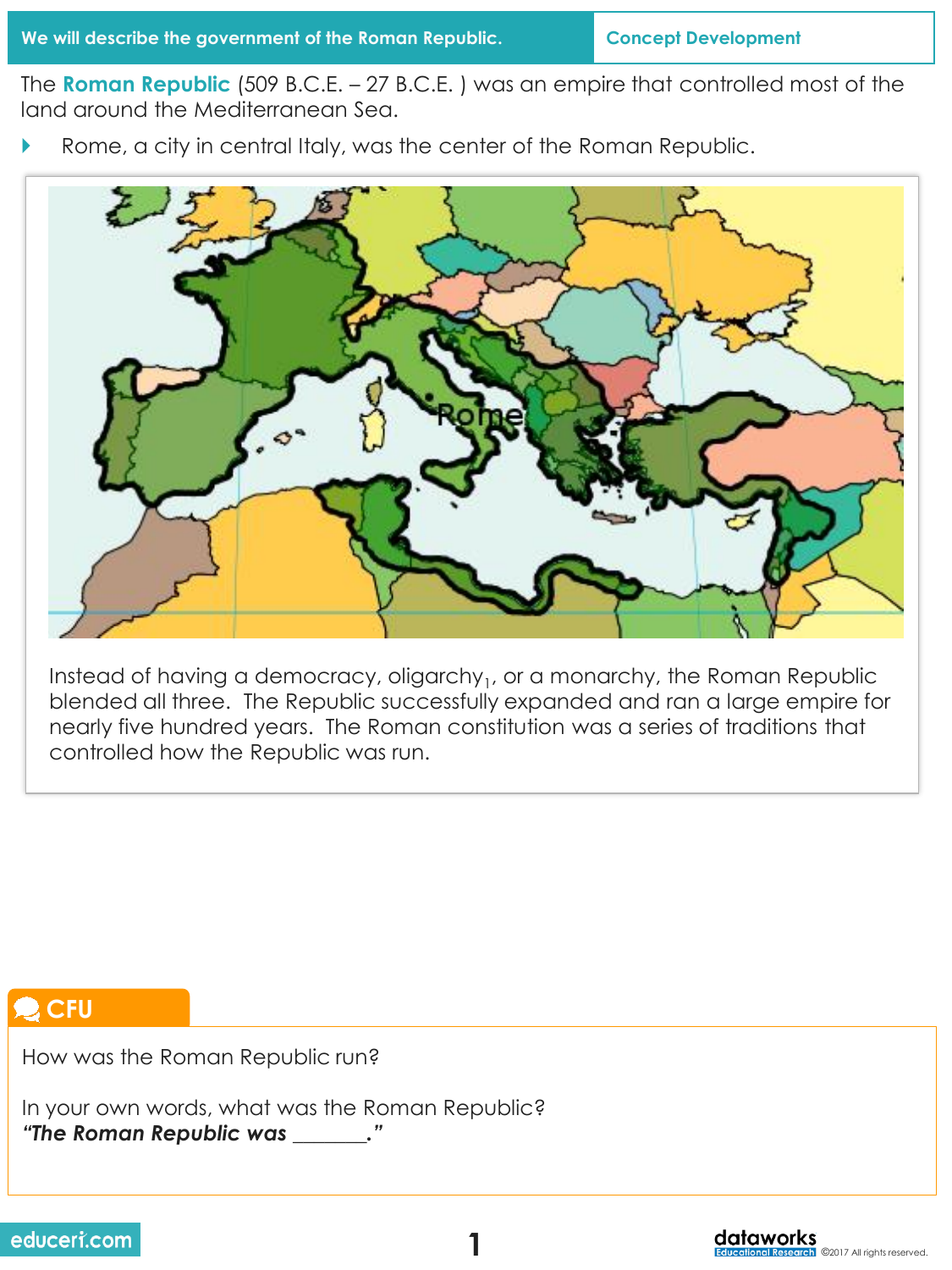We will describe the government of the Roman Republic. | Concept Development

The **Roman Republic** (509 B.C.E. – 27 B.C.E. ) was an empire that controlled most of the land around the Mediterranean Sea.

- Rome, a city in central Italy, was the center of the Roman Republic.

Instead of having a democracy, oligarchy[1], or a monarchy, the Roman Republic blended all three. The Republic successfully expanded and ran a large empire for nearly five hundred years. The Roman constitution was a series of traditions that controlled how the Republic was run.

## CFU

How was the Roman Republic run?

In your own words, what was the Roman Republic?
***"The Roman Republic was _______."***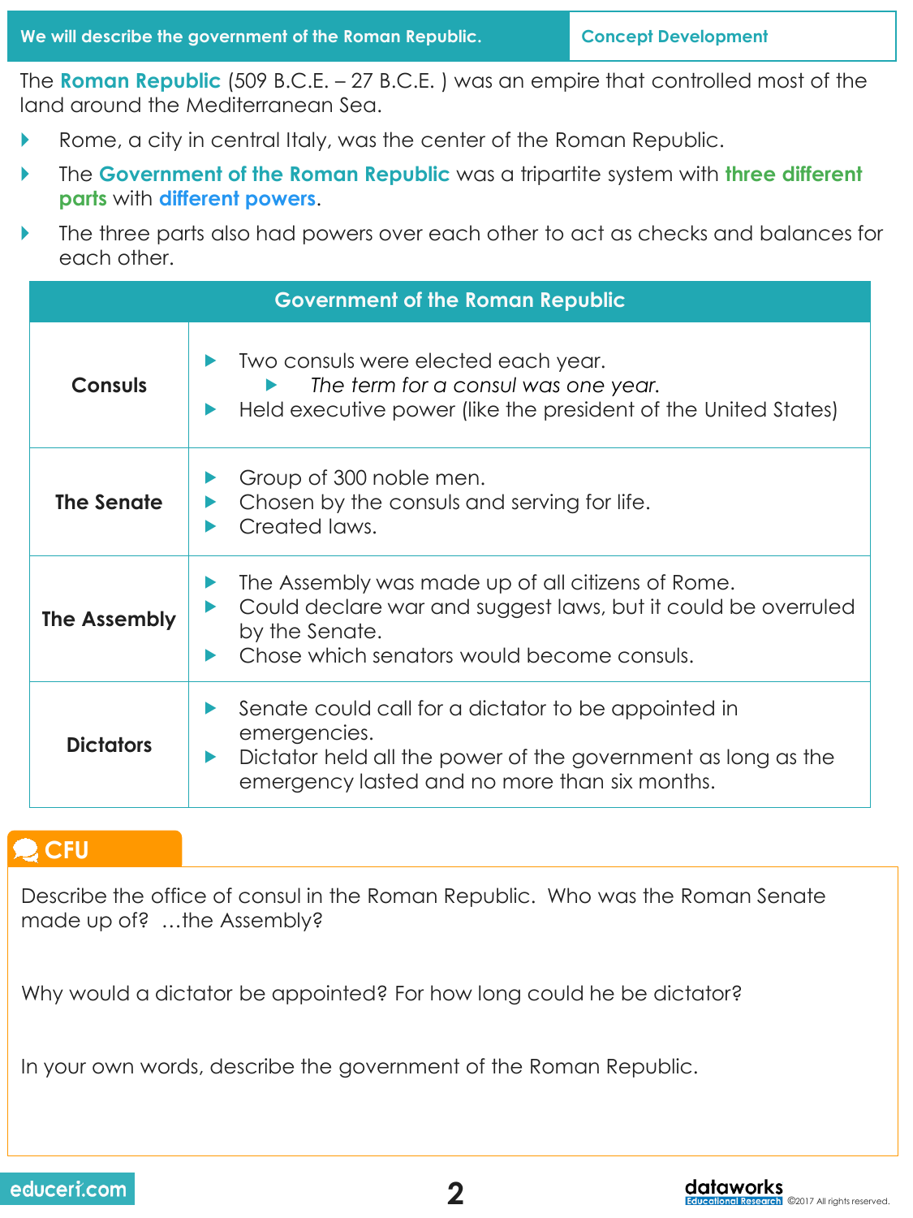We will describe the government of the Roman Republic. | **Concept Development**

The **Roman Republic** (509 B.C.E. – 27 B.C.E. ) was an empire that controlled most of the land around the Mediterranean Sea.

- Rome, a city in central Italy, was the center of the Roman Republic.
- The **Government of the Roman Republic** was a tripartite system with **three different parts** with **different powers**.
- The three parts also had powers over each other to act as checks and balances for each other.

| Government of the Roman Republic | |
|---|---|
| **Consuls** | Two consuls were elected each year.<br>  - *The term for a consul was one year.*<br>Held executive power (like the president of the United States) |
| **The Senate** | Group of 300 noble men.<br>Chosen by the consuls and serving for life.<br>Created laws. |
| **The Assembly** | The Assembly was made up of all citizens of Rome.<br>Could declare war and suggest laws, but it could be overruled by the Senate.<br>Chose which senators would become consuls. |
| **Dictators** | Senate could call for a dictator to be appointed in emergencies.<br>Dictator held all the power of the government as long as the emergency lasted and no more than six months. |

## CFU

Describe the office of consul in the Roman Republic. Who was the Roman Senate made up of? …the Assembly?

Why would a dictator be appointed? For how long could he be dictator?

In your own words, describe the government of the Roman Republic.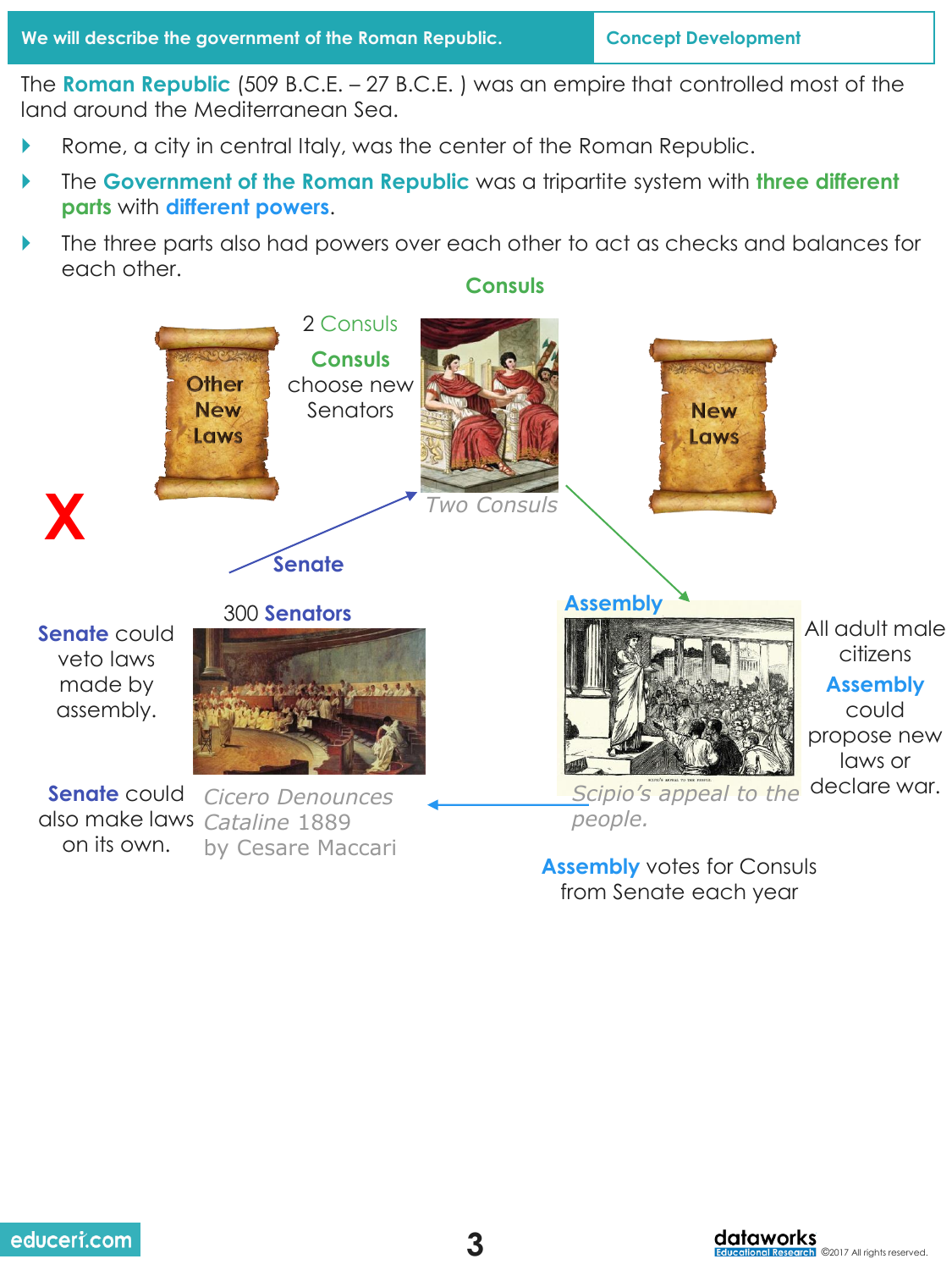We will describe the government of the Roman Republic. | Concept Development

The **Roman Republic** (509 B.C.E. – 27 B.C.E. ) was an empire that controlled most of the land around the Mediterranean Sea.

- Rome, a city in central Italy, was the center of the Roman Republic.
- The **Government of the Roman Republic** was a tripartite system with **three different parts** with **different powers**.
- The three parts also had powers over each other to act as checks and balances for each other.

**Consuls**

2 Consuls

**Consuls** choose new Senators

Other New Laws

X

*Two Consuls*

New Laws

**Senate**

300 **Senators**

**Senate** could veto laws made by assembly.

**Senate** could also make laws on its own.

*Cicero Denounces Cataline* 1889 by Cesare Maccari

**Assembly**

All adult male citizens

**Assembly** could propose new laws or declare war.

*Scipio's appeal to the people.*

**Assembly** votes for Consuls from Senate each year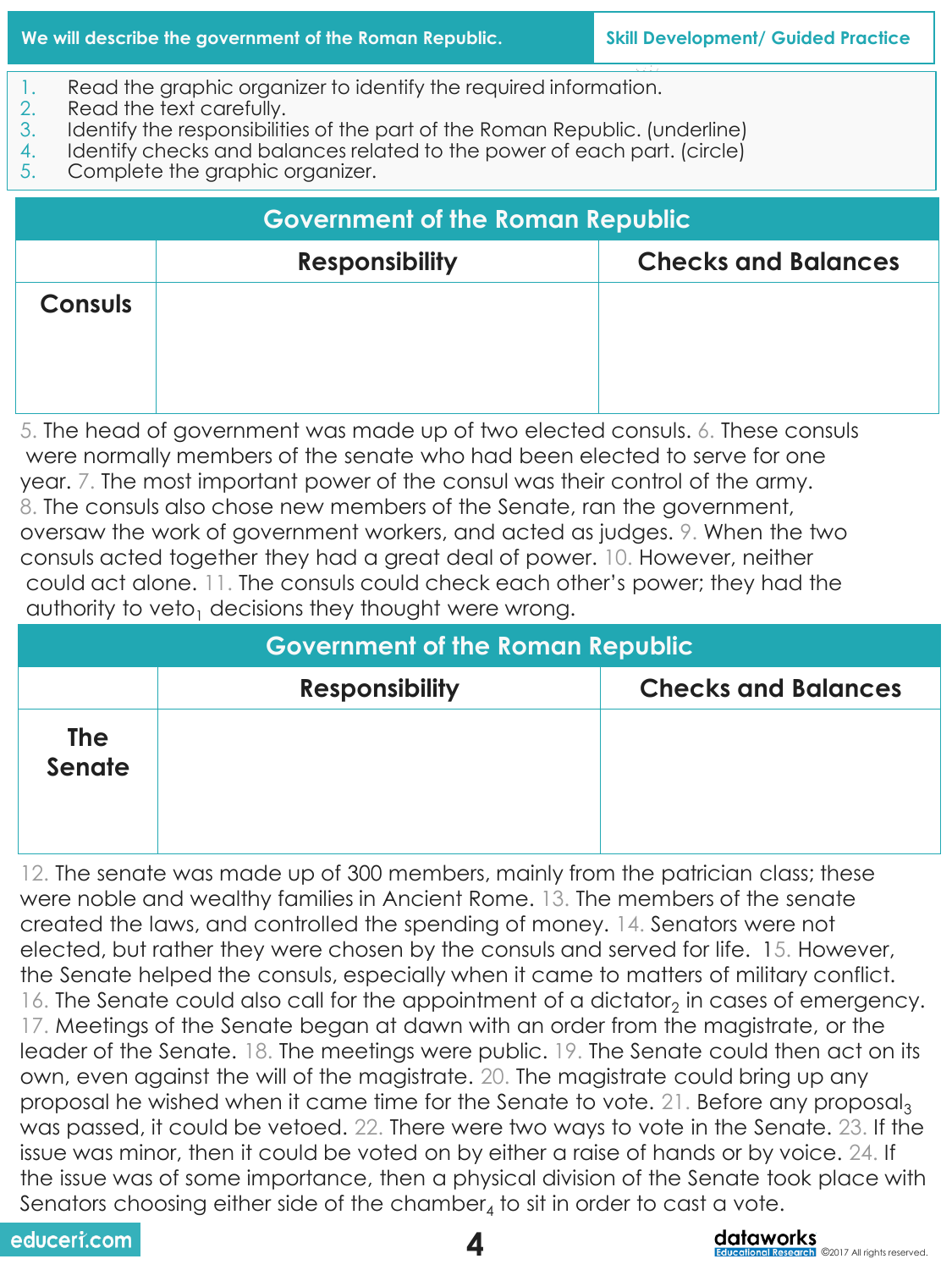We will describe the government of the Roman Republic. | Skill Development/ Guided Practice

1. Read the graphic organizer to identify the required information.
2. Read the text carefully.
3. Identify the responsibilities of the part of the Roman Republic. (underline)
4. Identify checks and balances related to the power of each part. (circle)
5. Complete the graphic organizer.

| Government of the Roman Republic | | |
|---|---|---|
| | **Responsibility** | **Checks and Balances** |
| **Consuls** | | |

5. The head of government was made up of two elected consuls. 6. These consuls were normally members of the senate who had been elected to serve for one year. 7. The most important power of the consul was their control of the army. 8. The consuls also chose new members of the Senate, ran the government, oversaw the work of government workers, and acted as judges. 9. When the two consuls acted together they had a great deal of power. 10. However, neither could act alone. 11. The consuls could check each other's power; they had the authority to veto[1] decisions they thought were wrong.

| Government of the Roman Republic | | |
|---|---|---|
| | **Responsibility** | **Checks and Balances** |
| **The Senate** | | |

12. The senate was made up of 300 members, mainly from the patrician class; these were noble and wealthy families in Ancient Rome. 13. The members of the senate created the laws, and controlled the spending of money. 14. Senators were not elected, but rather they were chosen by the consuls and served for life. 15. However, the Senate helped the consuls, especially when it came to matters of military conflict. 16. The Senate could also call for the appointment of a dictator[2] in cases of emergency. 17. Meetings of the Senate began at dawn with an order from the magistrate, or the leader of the Senate. 18. The meetings were public. 19. The Senate could then act on its own, even against the will of the magistrate. 20. The magistrate could bring up any proposal he wished when it came time for the Senate to vote. 21. Before any proposal[3] was passed, it could be vetoed. 22. There were two ways to vote in the Senate. 23. If the issue was minor, then it could be voted on by either a raise of hands or by voice. 24. If the issue was of some importance, then a physical division of the Senate took place with Senators choosing either side of the chamber[4] to sit in order to cast a vote.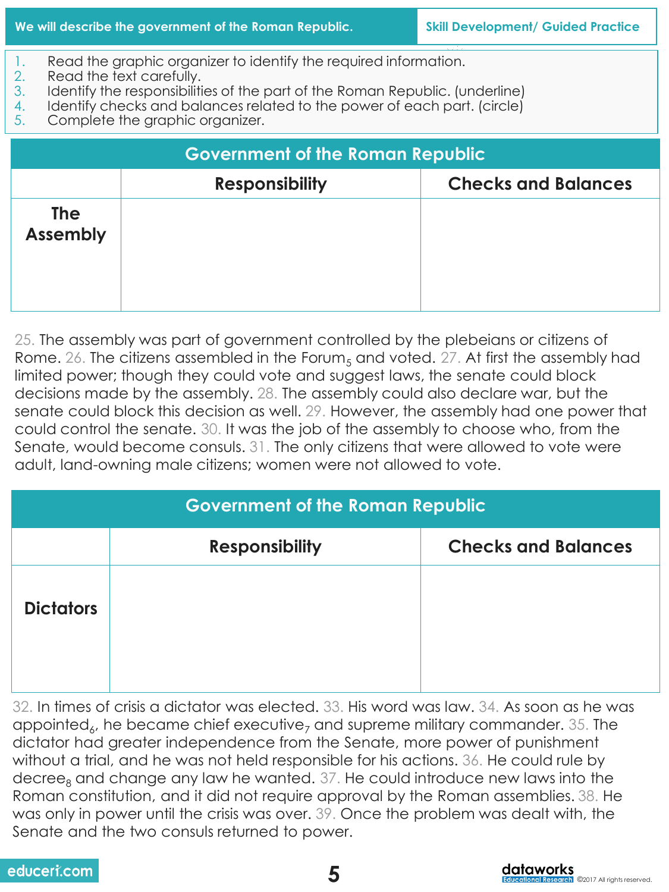We will describe the government of the Roman Republic. | Skill Development/ Guided Practice

1. Read the graphic organizer to identify the required information.
2. Read the text carefully.
3. Identify the responsibilities of the part of the Roman Republic. (underline)
4. Identify checks and balances related to the power of each part. (circle)
5. Complete the graphic organizer.

## Government of the Roman Republic

| | Responsibility | Checks and Balances |
|---|---|---|
| **The Assembly** | | |

25. The assembly was part of government controlled by the plebeians or citizens of Rome. 26. The citizens assembled in the Forum[5] and voted. 27. At first the assembly had limited power; though they could vote and suggest laws, the senate could block decisions made by the assembly. 28. The assembly could also declare war, but the senate could block this decision as well. 29. However, the assembly had one power that could control the senate. 30. It was the job of the assembly to choose who, from the Senate, would become consuls. 31. The only citizens that were allowed to vote were adult, land-owning male citizens; women were not allowed to vote.

## Government of the Roman Republic

| | Responsibility | Checks and Balances |
|---|---|---|
| **Dictators** | | |

32. In times of crisis a dictator was elected. 33. His word was law. 34. As soon as he was appointed[6], he became chief executive[7] and supreme military commander. 35. The dictator had greater independence from the Senate, more power of punishment without a trial, and he was not held responsible for his actions. 36. He could rule by decree[8] and change any law he wanted. 37. He could introduce new laws into the Roman constitution, and it did not require approval by the Roman assemblies. 38. He was only in power until the crisis was over. 39. Once the problem was dealt with, the Senate and the two consuls returned to power.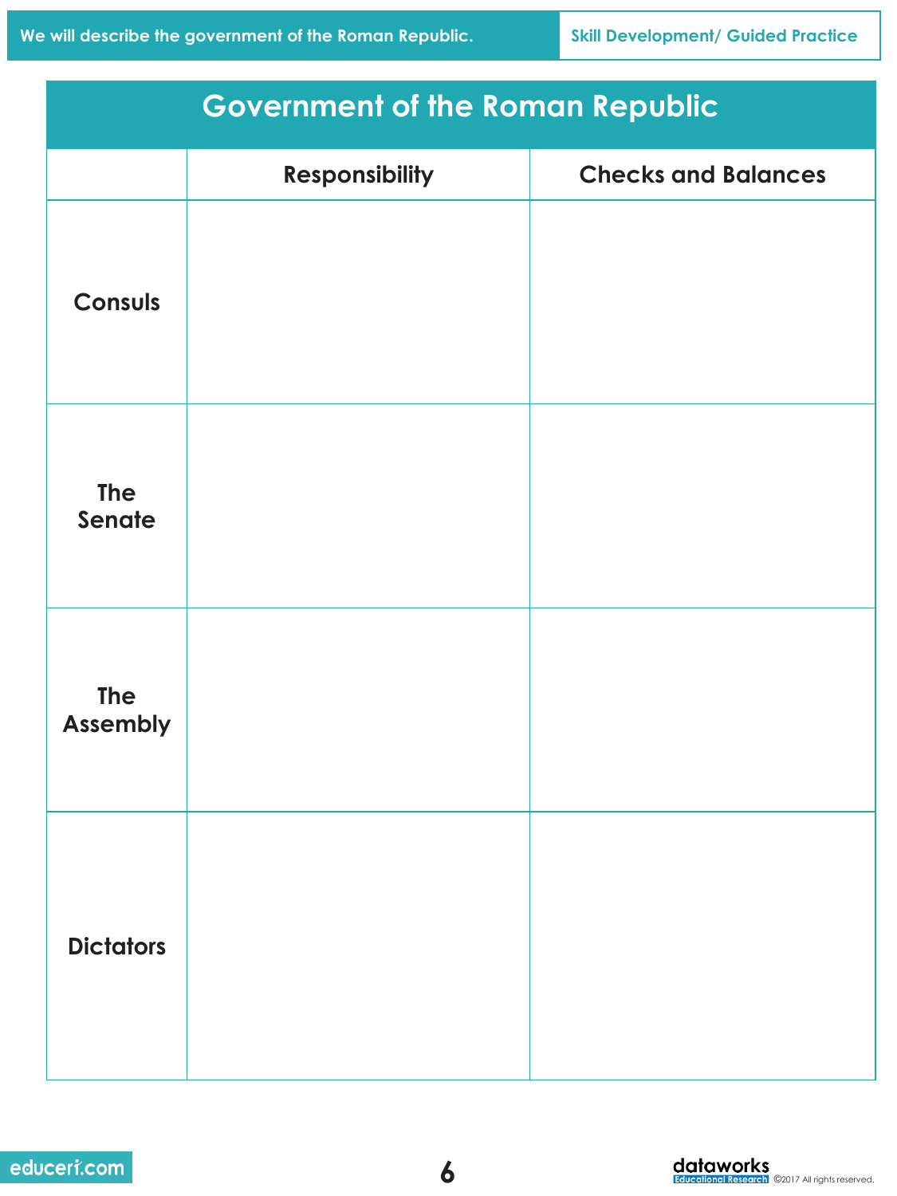We will describe the government of the Roman Republic.

Skill Development/ Guided Practice

## Government of the Roman Republic

| | Responsibility | Checks and Balances |
|---|---|---|
| Consuls | | |
| The Senate | | |
| The Assembly | | |
| Dictators | | |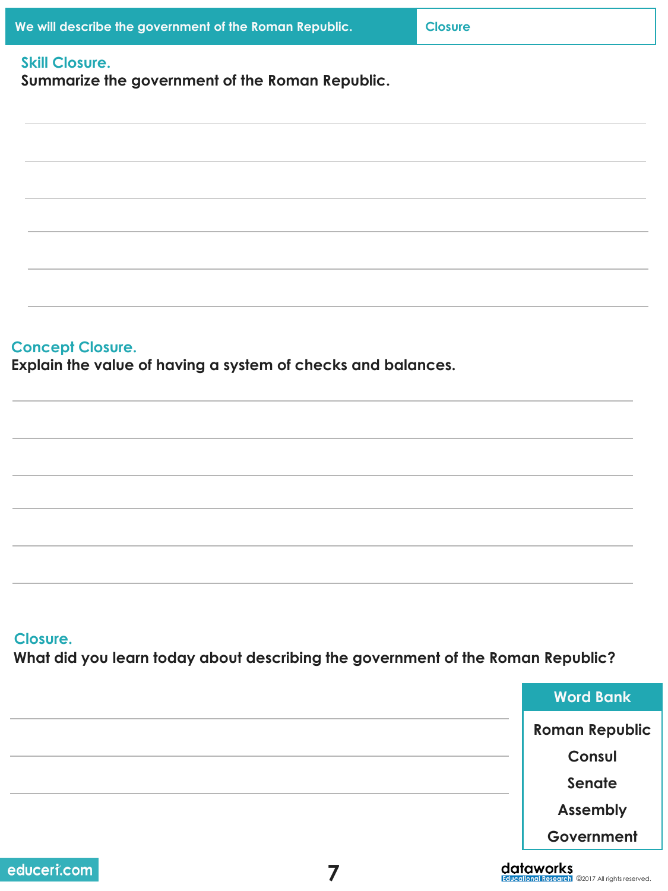We will describe the government of the Roman Republic. | Closure

### Skill Closure.

**Summarize the government of the Roman Republic.**

### Concept Closure.

**Explain the value of having a system of checks and balances.**

### Closure.

**What did you learn today about describing the government of the Roman Republic?**

| Word Bank |
| --- |
| Roman Republic |
| Consul |
| Senate |
| Assembly |
| Government |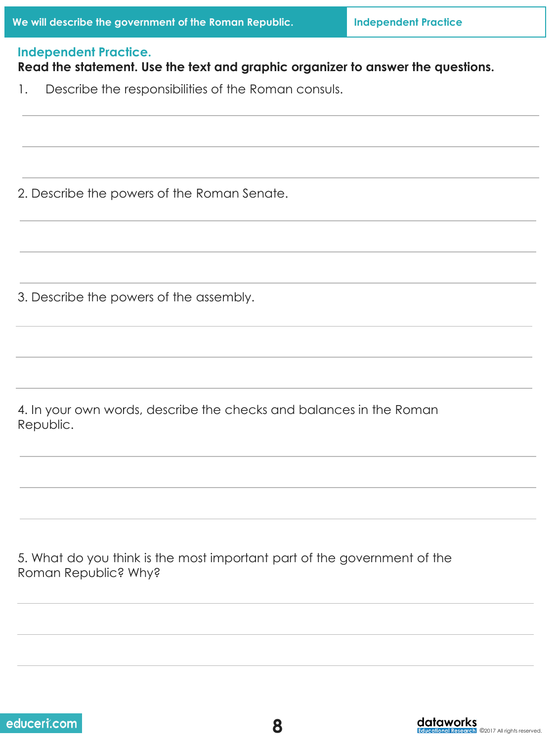We will describe the government of the Roman Republic. | Independent Practice

## Independent Practice.

**Read the statement. Use the text and graphic organizer to answer the questions.**

1. Describe the responsibilities of the Roman consuls.

2. Describe the powers of the Roman Senate.

3. Describe the powers of the assembly.

4. In your own words, describe the checks and balances in the Roman Republic.

5. What do you think is the most important part of the government of the Roman Republic? Why?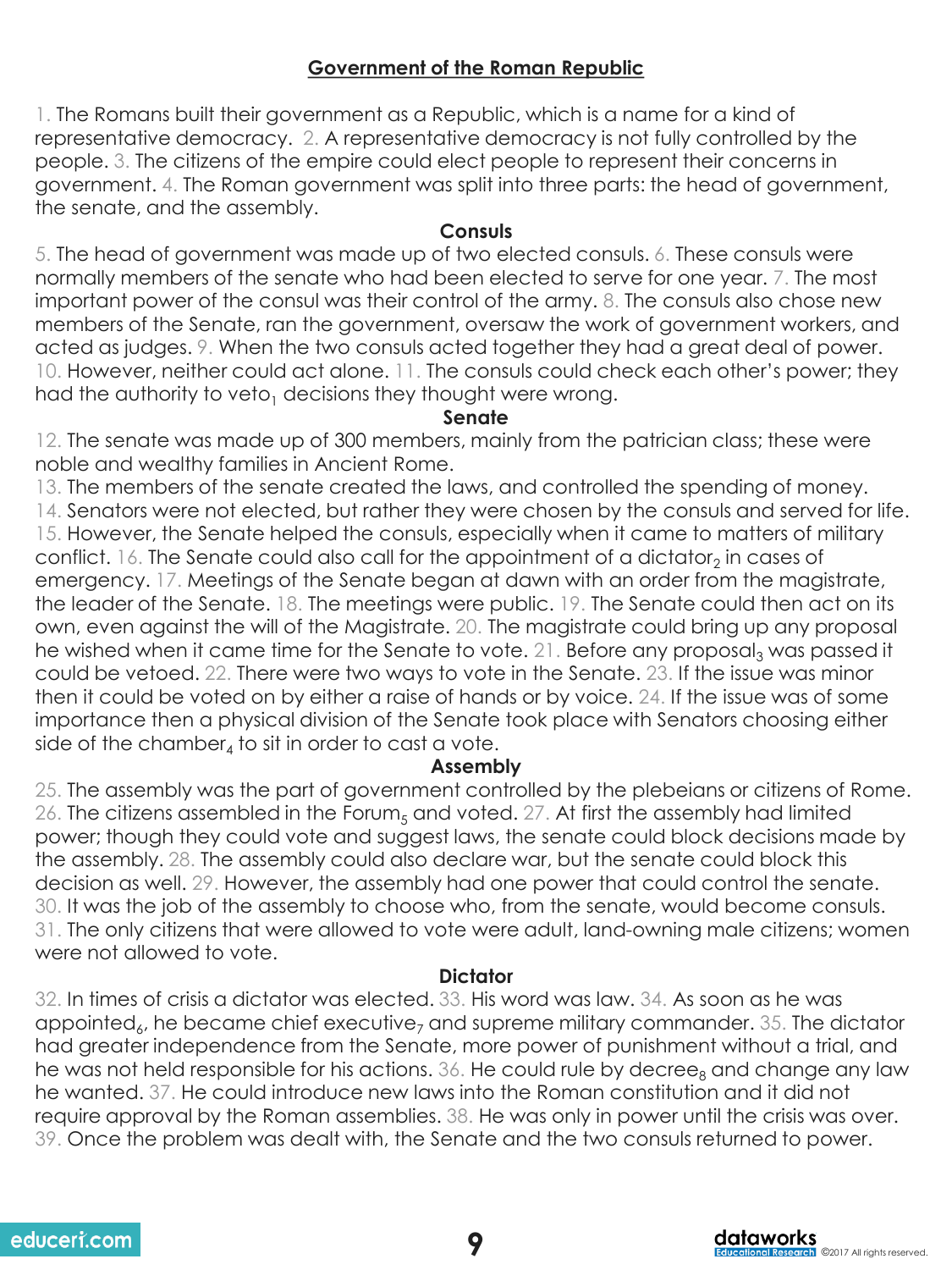## Government of the Roman Republic

1. The Romans built their government as a Republic, which is a name for a kind of representative democracy. 2. A representative democracy is not fully controlled by the people. 3. The citizens of the empire could elect people to represent their concerns in government. 4. The Roman government was split into three parts: the head of government, the senate, and the assembly.

### Consuls

5. The head of government was made up of two elected consuls. 6. These consuls were normally members of the senate who had been elected to serve for one year. 7. The most important power of the consul was their control of the army. 8. The consuls also chose new members of the Senate, ran the government, oversaw the work of government workers, and acted as judges. 9. When the two consuls acted together they had a great deal of power. 10. However, neither could act alone. 11. The consuls could check each other's power; they had the authority to veto$_1$ decisions they thought were wrong.

### Senate

12. The senate was made up of 300 members, mainly from the patrician class; these were noble and wealthy families in Ancient Rome.
13. The members of the senate created the laws, and controlled the spending of money.
14. Senators were not elected, but rather they were chosen by the consuls and served for life.
15. However, the Senate helped the consuls, especially when it came to matters of military conflict. 16. The Senate could also call for the appointment of a dictator$_2$ in cases of emergency. 17. Meetings of the Senate began at dawn with an order from the magistrate, the leader of the Senate. 18. The meetings were public. 19. The Senate could then act on its own, even against the will of the Magistrate. 20. The magistrate could bring up any proposal he wished when it came time for the Senate to vote. 21. Before any proposal$_3$ was passed it could be vetoed. 22. There were two ways to vote in the Senate. 23. If the issue was minor then it could be voted on by either a raise of hands or by voice. 24. If the issue was of some importance then a physical division of the Senate took place with Senators choosing either side of the chamber$_4$ to sit in order to cast a vote.

### Assembly

25. The assembly was the part of government controlled by the plebeians or citizens of Rome. 26. The citizens assembled in the Forum$_5$ and voted. 27. At first the assembly had limited power; though they could vote and suggest laws, the senate could block decisions made by the assembly. 28. The assembly could also declare war, but the senate could block this decision as well. 29. However, the assembly had one power that could control the senate. 30. It was the job of the assembly to choose who, from the senate, would become consuls. 31. The only citizens that were allowed to vote were adult, land-owning male citizens; women were not allowed to vote.

### Dictator

32. In times of crisis a dictator was elected. 33. His word was law. 34. As soon as he was appointed$_6$, he became chief executive$_7$ and supreme military commander. 35. The dictator had greater independence from the Senate, more power of punishment without a trial, and he was not held responsible for his actions. 36. He could rule by decree$_8$ and change any law he wanted. 37. He could introduce new laws into the Roman constitution and it did not require approval by the Roman assemblies. 38. He was only in power until the crisis was over. 39. Once the problem was dealt with, the Senate and the two consuls returned to power.